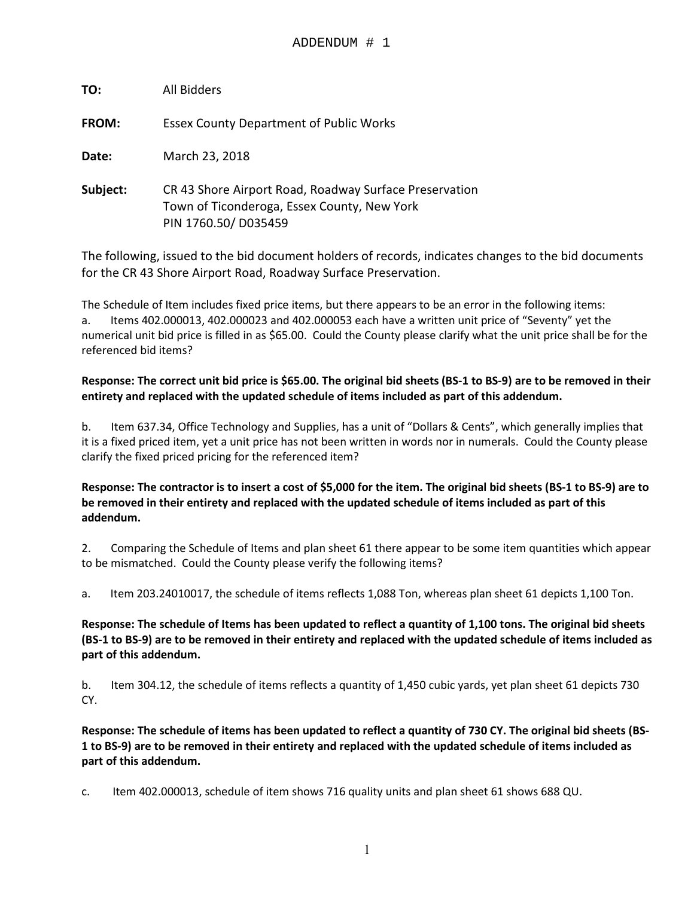# ADDENDUM # 1

**TO:** All Bidders

**FROM:** Essex County Department of Public Works

**Date:** March 23, 2018

**Subject:** CR 43 Shore Airport Road, Roadway Surface Preservation
Town of Ticonderoga, Essex County, New York
PIN 1760.50/ D035459

The following, issued to the bid document holders of records, indicates changes to the bid documents for the CR 43 Shore Airport Road, Roadway Surface Preservation.

The Schedule of Item includes fixed price items, but there appears to be an error in the following items:

a. Items 402.000013, 402.000023 and 402.000053 each have a written unit price of "Seventy" yet the numerical unit bid price is filled in as $65.00. Could the County please clarify what the unit price shall be for the referenced bid items?

**Response: The correct unit bid price is $65.00. The original bid sheets (BS-1 to BS-9) are to be removed in their entirety and replaced with the updated schedule of items included as part of this addendum.**

b. Item 637.34, Office Technology and Supplies, has a unit of "Dollars & Cents", which generally implies that it is a fixed priced item, yet a unit price has not been written in words nor in numerals. Could the County please clarify the fixed priced pricing for the referenced item?

**Response: The contractor is to insert a cost of $5,000 for the item. The original bid sheets (BS-1 to BS-9) are to be removed in their entirety and replaced with the updated schedule of items included as part of this addendum.**

2. Comparing the Schedule of Items and plan sheet 61 there appear to be some item quantities which appear to be mismatched. Could the County please verify the following items?

a. Item 203.24010017, the schedule of items reflects 1,088 Ton, whereas plan sheet 61 depicts 1,100 Ton.

**Response: The schedule of Items has been updated to reflect a quantity of 1,100 tons. The original bid sheets (BS-1 to BS-9) are to be removed in their entirety and replaced with the updated schedule of items included as part of this addendum.**

b. Item 304.12, the schedule of items reflects a quantity of 1,450 cubic yards, yet plan sheet 61 depicts 730 CY.

**Response: The schedule of items has been updated to reflect a quantity of 730 CY. The original bid sheets (BS-1 to BS-9) are to be removed in their entirety and replaced with the updated schedule of items included as part of this addendum.**

c. Item 402.000013, schedule of item shows 716 quality units and plan sheet 61 shows 688 QU.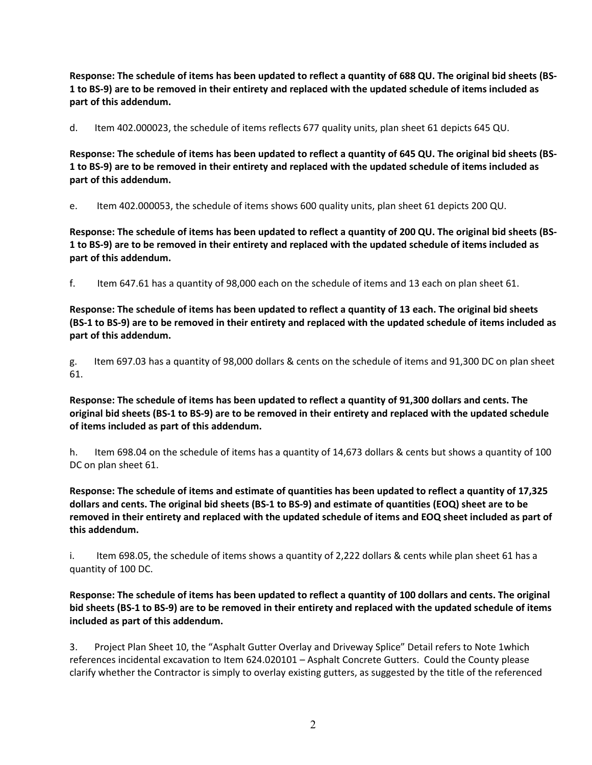**Response: The schedule of items has been updated to reflect a quantity of 688 QU. The original bid sheets (BS-1 to BS-9) are to be removed in their entirety and replaced with the updated schedule of items included as part of this addendum.**

d. Item 402.000023, the schedule of items reflects 677 quality units, plan sheet 61 depicts 645 QU.

**Response: The schedule of items has been updated to reflect a quantity of 645 QU. The original bid sheets (BS-1 to BS-9) are to be removed in their entirety and replaced with the updated schedule of items included as part of this addendum.**

e. Item 402.000053, the schedule of items shows 600 quality units, plan sheet 61 depicts 200 QU.

**Response: The schedule of items has been updated to reflect a quantity of 200 QU. The original bid sheets (BS-1 to BS-9) are to be removed in their entirety and replaced with the updated schedule of items included as part of this addendum.**

f. Item 647.61 has a quantity of 98,000 each on the schedule of items and 13 each on plan sheet 61.

**Response: The schedule of items has been updated to reflect a quantity of 13 each. The original bid sheets (BS-1 to BS-9) are to be removed in their entirety and replaced with the updated schedule of items included as part of this addendum.**

g. Item 697.03 has a quantity of 98,000 dollars & cents on the schedule of items and 91,300 DC on plan sheet 61.

**Response: The schedule of items has been updated to reflect a quantity of 91,300 dollars and cents. The original bid sheets (BS-1 to BS-9) are to be removed in their entirety and replaced with the updated schedule of items included as part of this addendum.**

h. Item 698.04 on the schedule of items has a quantity of 14,673 dollars & cents but shows a quantity of 100 DC on plan sheet 61.

**Response: The schedule of items and estimate of quantities has been updated to reflect a quantity of 17,325 dollars and cents. The original bid sheets (BS-1 to BS-9) and estimate of quantities (EOQ) sheet are to be removed in their entirety and replaced with the updated schedule of items and EOQ sheet included as part of this addendum.**

i. Item 698.05, the schedule of items shows a quantity of 2,222 dollars & cents while plan sheet 61 has a quantity of 100 DC.

**Response: The schedule of items has been updated to reflect a quantity of 100 dollars and cents. The original bid sheets (BS-1 to BS-9) are to be removed in their entirety and replaced with the updated schedule of items included as part of this addendum.**

3. Project Plan Sheet 10, the "Asphalt Gutter Overlay and Driveway Splice" Detail refers to Note 1which references incidental excavation to Item 624.020101 – Asphalt Concrete Gutters. Could the County please clarify whether the Contractor is simply to overlay existing gutters, as suggested by the title of the referenced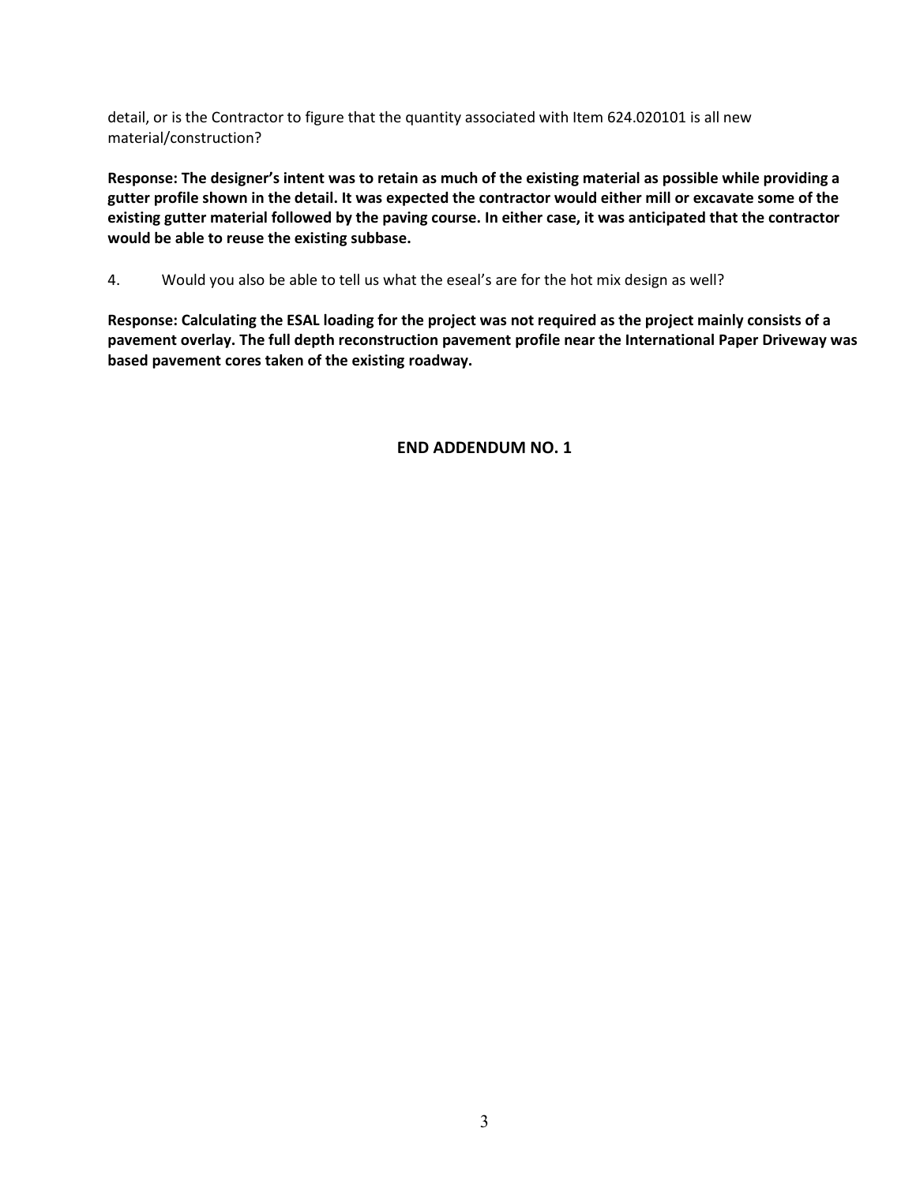detail, or is the Contractor to figure that the quantity associated with Item 624.020101 is all new material/construction?

**Response: The designer's intent was to retain as much of the existing material as possible while providing a gutter profile shown in the detail. It was expected the contractor would either mill or excavate some of the existing gutter material followed by the paving course. In either case, it was anticipated that the contractor would be able to reuse the existing subbase.**

4. Would you also be able to tell us what the eseal's are for the hot mix design as well?

**Response: Calculating the ESAL loading for the project was not required as the project mainly consists of a pavement overlay. The full depth reconstruction pavement profile near the International Paper Driveway was based pavement cores taken of the existing roadway.**

**END ADDENDUM NO. 1**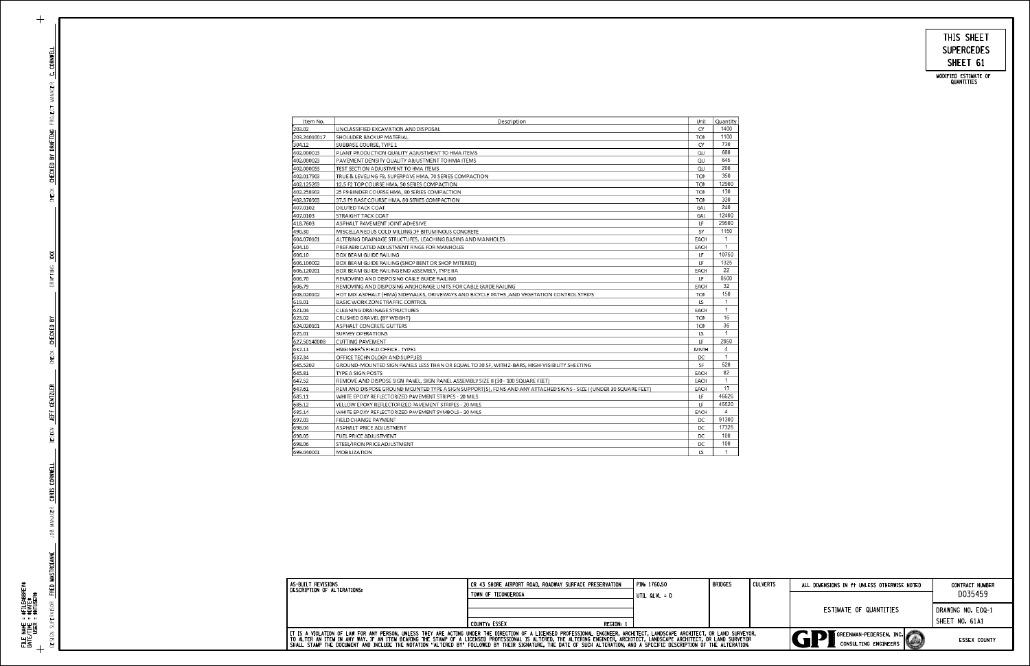THIS SHEET SUPERCEDES SHEET 61

MODIFIED ESTIMATE OF QUANTITIES

| Item No. | Description | Unit | Quantity |
|---|---|---|---|
| 203.02 | UNCLASSIFIED EXCAVATION AND DISPOSAL | CY | 1400 |
| 203.24010017 | SHOULDER BACKUP MATERIAL | TON | 1100 |
| 304.12 | SUBBASE COURSE, TYPE 2 | CY | 730 |
| 402.000013 | PLANT PRODUCTION QUALITY ADJUSTMENT TO HMA ITEMS | QU | 686 |
| 402.000023 | PAVEMENT DENSITY QUALITY ADJUSTMENT TO HMA ITEMS | QU | 645 |
| 402.000053 | TEST SECTION ADJUSTMENT TO HMA ITEMS | QU | 200 |
| 402.017903 | TRUE & LEVELING F9, SUPERPAVE HMA, 70 SERIES COMPACTION | TON | 350 |
| 402.125203 | 12.5 F2 TOP COURSE HMA, 50 SERIES COMPACTION | TON | 12900 |
| 402.258903 | 25 F9 BINDER COURSE HMA, 80 SERIES COMPACTION | TON | 130 |
| 402.378903 | 37.5 F9 BASE COURSE HMA, 80 SERIES COMPACTION | TON | 330 |
| 407.0102 | DILUTED TACK COAT | GAL | 240 |
| 407.0103 | STRAIGHT TACK COAT | GAL | 12400 |
| 418.7603 | ASPHALT PAVEMENT JOINT ADHESIVE | LF | 29500 |
| 490.30 | MISCELLANEOUS COLD MILLING OF BITUMINOUS CONCRETE | SY | 1150 |
| 604.070101 | ALTERING DRAINAGE STRUCTURES, LEACHING BASINS AND MANHOLES | EACH | 1 |
| 604.10 | PREFABRICATED ADJUSTMENT RINGS FOR MANHOLES | EACH | 1 |
| 606.10 | BOX BEAM GUIDE RAILING | LF | 10760 |
| 606.100002 | BOX BEAM GUIDE RAILING (SHOP BENT OR SHOP MITERED) | LF | 1325 |
| 606.120201 | BOX BEAM GUIDE RAILING END ASSEMBLY, TYPE IIA | EACH | 22 |
| 606.70 | REMOVING AND DISPOSING CABLE GUIDE RAILING | LF | 8500 |
| 606.75 | REMOVING AND DISPOSING ANCHORAGE UNITS FOR CABLE GUIDE RAILING | EACH | 32 |
| 608.020102 | HOT MIX ASPHALT (HMA) SIDEWALKS, DRIVEWAYS AND BICYCLE PATHS ,AND VEGETATION CONTROL STRIPS | TON | 150 |
| 619.01 | BASIC WORK ZONE TRAFFIC CONTROL | LS | 1 |
| 621.04 | CLEANING DRAINAGE STRUCTURES | EACH | 1 |
| 623.02 | CRUSHED GRAVEL (BY WEIGHT) | TON | 16 |
| 624.020101 | ASPHALT CONCRETE GUTTERS | TON | 36 |
| 625.01 | SURVEY OPERATIONS | LS | 1 |
| 627.50140008 | CUTTING PAVEMENT | LF | 2950 |
| 637.11 | ENGINEER'S FIELD OFFICE - TYPE1 | MNTH | 4 |
| 637.34 | OFFICE TECHNOLOGY AND SUPPLIES | DC | 1 |
| 645.5202 | GROUND-MOUNTED SIGN PANELS LESS THAN OR EQUAL TO 30 SF, WITH Z-BARS, HIGH-VISIBILITY SHEETING | SF | 520 |
| 645.81 | TYPE A SIGN POSTS | EACH | 82 |
| 647.52 | REMOVE AND DISPOSE SIGN PANEL, SIGN PANEL ASSEMBLY SIZE II (30 - 100 SQUARE FEET) | EACH | 1 |
| 647.61 | REM AND DISPOSE GROUND MOUNTED TYPE A SIGN SUPPORT(S), FDNS AND ANY ATTACHED SIGNS - SIZE I (UNDER 30 SQUARE FEET) | EACH | 13 |
| 685.11 | WHITE EPOXY REFLECTORIZED PAVEMENT STRIPES - 20 MILS | LF | 46626 |
| 685.12 | YELLOW EPOXY REFLECTORIZED PAVEMENT STRIPES - 20 MILS | LF | 45520 |
| 685.14 | WHITE EPOXY REFLECTORIZED PAVEMENT SYMBOLS - 20 MILS | EACH | 4 |
| 697.03 | FIELD CHANGE PAYMENT | DC | 91300 |
| 698.04 | ASPHALT PRICE ADJUSTMENT | DC | 17325 |
| 698.05 | FUEL PRICE ADJUSTMENT | DC | 100 |
| 698.06 | STEEL/IRON PRICE ADJUSTMENT | DC | 100 |
| 699.040001 | MOBILIZATION | LS | 1 |

AS-BUILT REVISIONS
DESCRIPTION OF ALTERATIONS:

CR 43 SHORE AIRPORT ROAD, ROADWAY SURFACE PRESERVATION
TOWN OF TICONDEROGA
COUNTY: ESSEX REGION: 1

PIN: 1760.50
UTIL QLVL = D

BRIDGES | CULVERTS

ALL DIMENSIONS IN ft UNLESS OTHERWISE NOTED

ESTIMATE OF QUANTITIES

CONTRACT NUMBER D035459
DRAWING NO. EOQ-1
SHEET NO. 61A1

GREENMAN-PEDERSEN, INC. CONSULTING ENGINEERS

ESSEX COUNTY

IT IS A VIOLATION OF LAW FOR ANY PERSON, UNLESS THEY ARE ACTING UNDER THE DIRECTION OF A LICENSED PROFESSIONAL ENGINEER, ARCHITECT, LANDSCAPE ARCHITECT, OR LAND SURVEYOR, TO ALTER AN ITEM IN ANY WAY. IF AN ITEM BEARING THE STAMP OF A LICENSED PROFESSIONAL IS ALTERED, THE ALTERING ENGINEER, ARCHITECT, LANDSCAPE ARCHITECT, OR LAND SURVEYOR SHALL STAMP THE DOCUMENT AND INCLUDE THE NOTATION "ALTERED BY" FOLLOWED BY THEIR SIGNATURE, THE DATE OF SUCH ALTERATION, AND A SPECIFIC DESCRIPTION OF THE ALTERATION.

DESIGN SUPERVISOR FRED MASTROIANNE — JOB MANAGER CHRIS CORNWELL — DESIGN JEFF GENTZLER — CHECK CHECKED BY — DRAFTING XXX — CHECK CHECKED BY DRAFTING — PROJECT MANAGER C. CORNWELL

FILE NAME = $FILEA$REV$
DATE/TIME = $DATE$
USER = $NTUSER$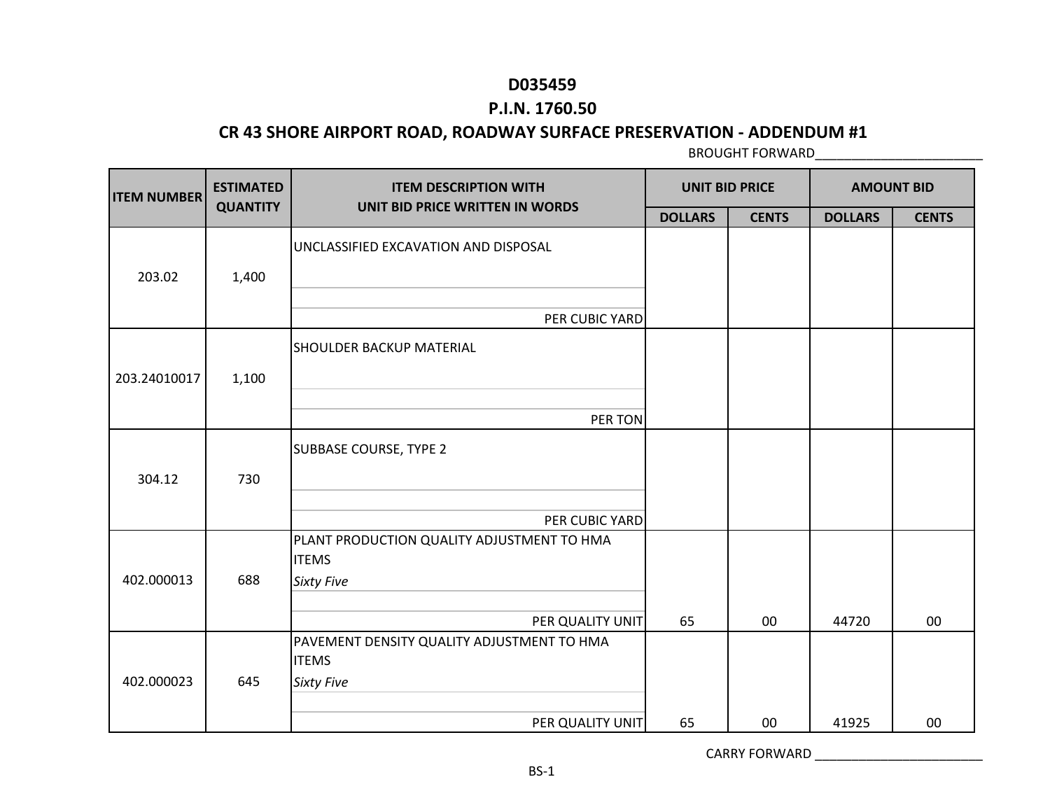**D035459**

**P.I.N. 1760.50**

**CR 43 SHORE AIRPORT ROAD, ROADWAY SURFACE PRESERVATION - ADDENDUM #1**

BROUGHT FORWARD________________________

| ITEM NUMBER | ESTIMATED QUANTITY | ITEM DESCRIPTION WITH UNIT BID PRICE WRITTEN IN WORDS | UNIT BID PRICE | | AMOUNT BID | |
|---|---|---|---|---|---|---|
| | | | DOLLARS | CENTS | DOLLARS | CENTS |
| 203.02 | 1,400 | UNCLASSIFIED EXCAVATION AND DISPOSAL<br><br>PER CUBIC YARD | | | | |
| 203.24010017 | 1,100 | SHOULDER BACKUP MATERIAL<br><br>PER TON | | | | |
| 304.12 | 730 | SUBBASE COURSE, TYPE 2<br><br>PER CUBIC YARD | | | | |
| 402.000013 | 688 | PLANT PRODUCTION QUALITY ADJUSTMENT TO HMA ITEMS<br>*Sixty Five*<br><br>PER QUALITY UNIT | 65 | 00 | 44720 | 00 |
| 402.000023 | 645 | PAVEMENT DENSITY QUALITY ADJUSTMENT TO HMA ITEMS<br>*Sixty Five*<br><br>PER QUALITY UNIT | 65 | 00 | 41925 | 00 |

CARRY FORWARD ________________________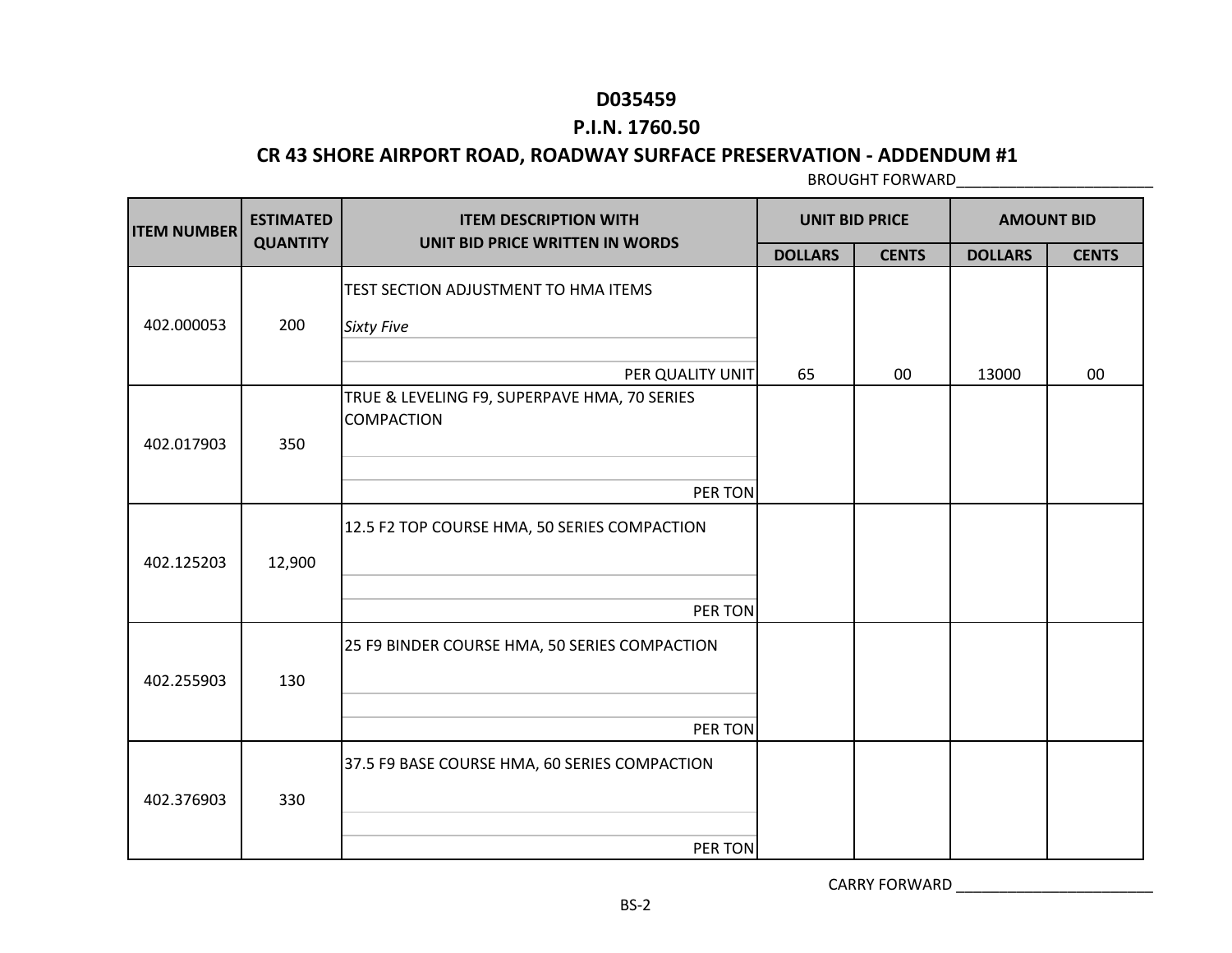**D035459**

**P.I.N. 1760.50**

**CR 43 SHORE AIRPORT ROAD, ROADWAY SURFACE PRESERVATION - ADDENDUM #1**

BROUGHT FORWARD________________________

| ITEM NUMBER | ESTIMATED QUANTITY | ITEM DESCRIPTION WITH UNIT BID PRICE WRITTEN IN WORDS | UNIT BID PRICE | | AMOUNT BID | |
|---|---|---|---|---|---|---|
| | | | DOLLARS | CENTS | DOLLARS | CENTS |
| 402.000053 | 200 | TEST SECTION ADJUSTMENT TO HMA ITEMS<br>*Sixty Five*<br>PER QUALITY UNIT | 65 | 00 | 13000 | 00 |
| 402.017903 | 350 | TRUE & LEVELING F9, SUPERPAVE HMA, 70 SERIES COMPACTION<br>PER TON | | | | |
| 402.125203 | 12,900 | 12.5 F2 TOP COURSE HMA, 50 SERIES COMPACTION<br>PER TON | | | | |
| 402.255903 | 130 | 25 F9 BINDER COURSE HMA, 50 SERIES COMPACTION<br>PER TON | | | | |
| 402.376903 | 330 | 37.5 F9 BASE COURSE HMA, 60 SERIES COMPACTION<br>PER TON | | | | |

CARRY FORWARD ________________________

BS-2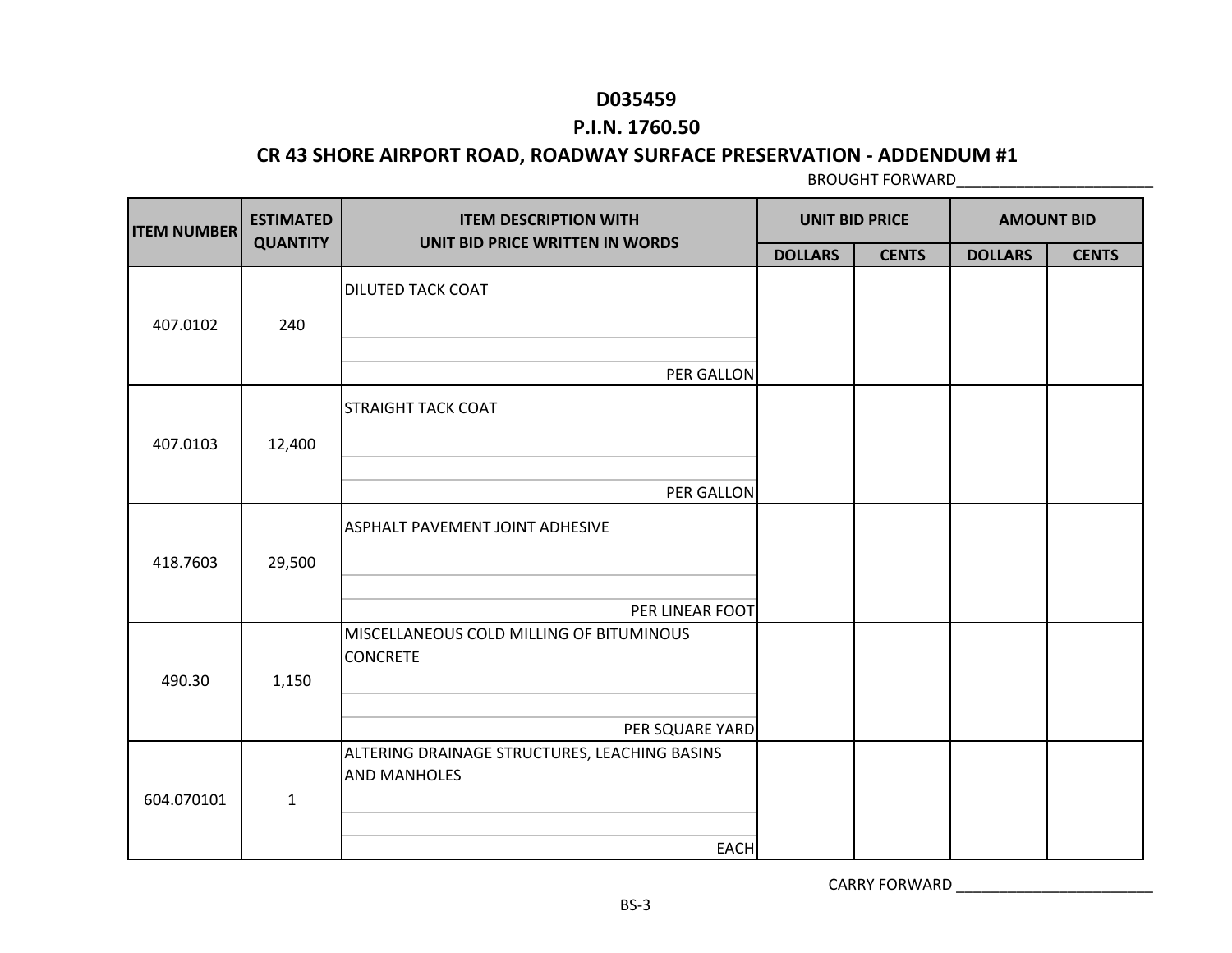# D035459

## P.I.N. 1760.50

## CR 43 SHORE AIRPORT ROAD, ROADWAY SURFACE PRESERVATION - ADDENDUM #1

BROUGHT FORWARD________________________

| ITEM NUMBER | ESTIMATED QUANTITY | ITEM DESCRIPTION WITH UNIT BID PRICE WRITTEN IN WORDS | UNIT BID PRICE | | AMOUNT BID | |
|---|---|---|---|---|---|---|
| | | | DOLLARS | CENTS | DOLLARS | CENTS |
| 407.0102 | 240 | DILUTED TACK COAT<br><br>PER GALLON | | | | |
| 407.0103 | 12,400 | STRAIGHT TACK COAT<br><br>PER GALLON | | | | |
| 418.7603 | 29,500 | ASPHALT PAVEMENT JOINT ADHESIVE<br><br>PER LINEAR FOOT | | | | |
| 490.30 | 1,150 | MISCELLANEOUS COLD MILLING OF BITUMINOUS CONCRETE<br><br>PER SQUARE YARD | | | | |
| 604.070101 | 1 | ALTERING DRAINAGE STRUCTURES, LEACHING BASINS AND MANHOLES<br><br>EACH | | | | |

CARRY FORWARD ________________________

BS-3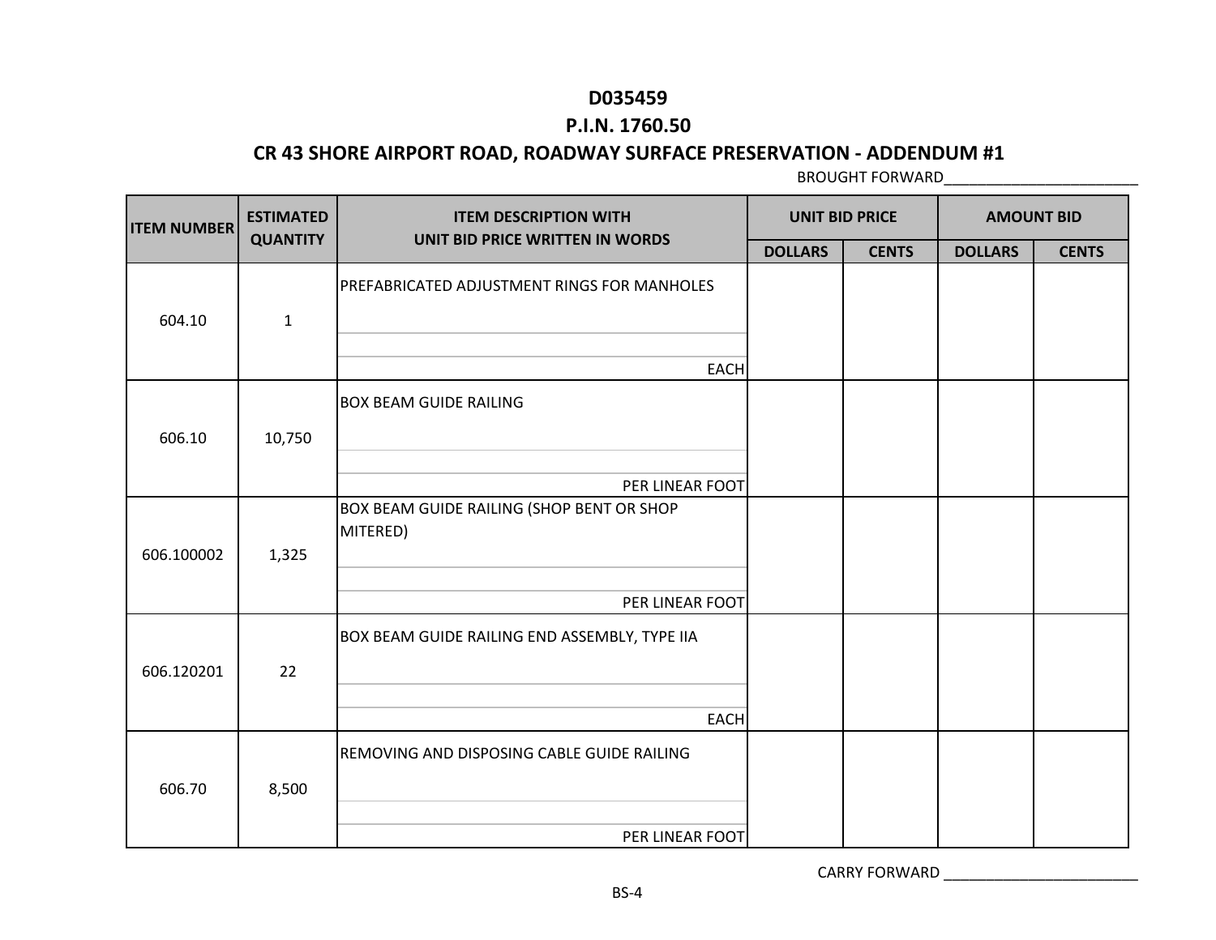**D035459**

**P.I.N. 1760.50**

**CR 43 SHORE AIRPORT ROAD, ROADWAY SURFACE PRESERVATION - ADDENDUM #1**

BROUGHT FORWARD________________________

| ITEM NUMBER | ESTIMATED QUANTITY | ITEM DESCRIPTION WITH UNIT BID PRICE WRITTEN IN WORDS | UNIT BID PRICE | | AMOUNT BID | |
|---|---|---|---|---|---|---|
| | | | DOLLARS | CENTS | DOLLARS | CENTS |
| 604.10 | 1 | PREFABRICATED ADJUSTMENT RINGS FOR MANHOLES<br><br>EACH | | | | |
| 606.10 | 10,750 | BOX BEAM GUIDE RAILING<br><br>PER LINEAR FOOT | | | | |
| 606.100002 | 1,325 | BOX BEAM GUIDE RAILING (SHOP BENT OR SHOP MITERED)<br><br>PER LINEAR FOOT | | | | |
| 606.120201 | 22 | BOX BEAM GUIDE RAILING END ASSEMBLY, TYPE IIA<br><br>EACH | | | | |
| 606.70 | 8,500 | REMOVING AND DISPOSING CABLE GUIDE RAILING<br><br>PER LINEAR FOOT | | | | |

CARRY FORWARD ________________________

BS-4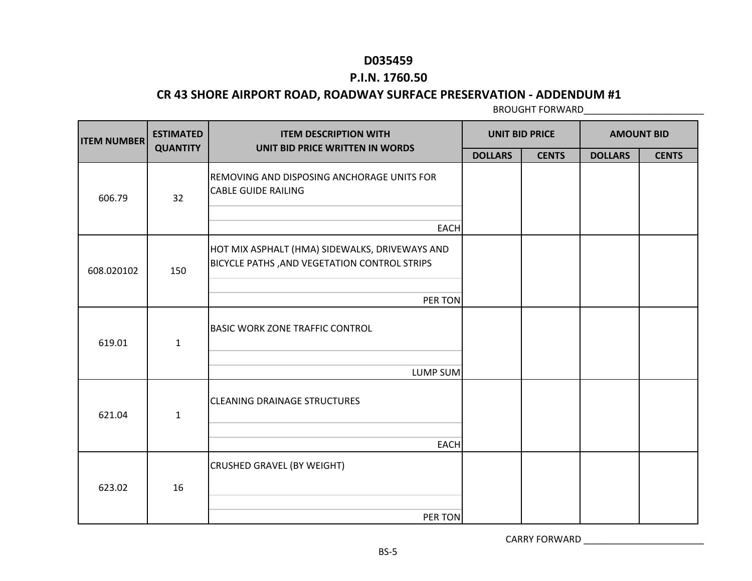**D035459**

**P.I.N. 1760.50**

**CR 43 SHORE AIRPORT ROAD, ROADWAY SURFACE PRESERVATION - ADDENDUM #1**

BROUGHT FORWARD________________________

| ITEM NUMBER | ESTIMATED QUANTITY | ITEM DESCRIPTION WITH UNIT BID PRICE WRITTEN IN WORDS | UNIT BID PRICE | | AMOUNT BID | |
|---|---|---|---|---|---|---|
| | | | DOLLARS | CENTS | DOLLARS | CENTS |
| 606.79 | 32 | REMOVING AND DISPOSING ANCHORAGE UNITS FOR CABLE GUIDE RAILING<br>EACH | | | | |
| 608.020102 | 150 | HOT MIX ASPHALT (HMA) SIDEWALKS, DRIVEWAYS AND BICYCLE PATHS ,AND VEGETATION CONTROL STRIPS<br>PER TON | | | | |
| 619.01 | 1 | BASIC WORK ZONE TRAFFIC CONTROL<br>LUMP SUM | | | | |
| 621.04 | 1 | CLEANING DRAINAGE STRUCTURES<br>EACH | | | | |
| 623.02 | 16 | CRUSHED GRAVEL (BY WEIGHT)<br>PER TON | | | | |

CARRY FORWARD ________________________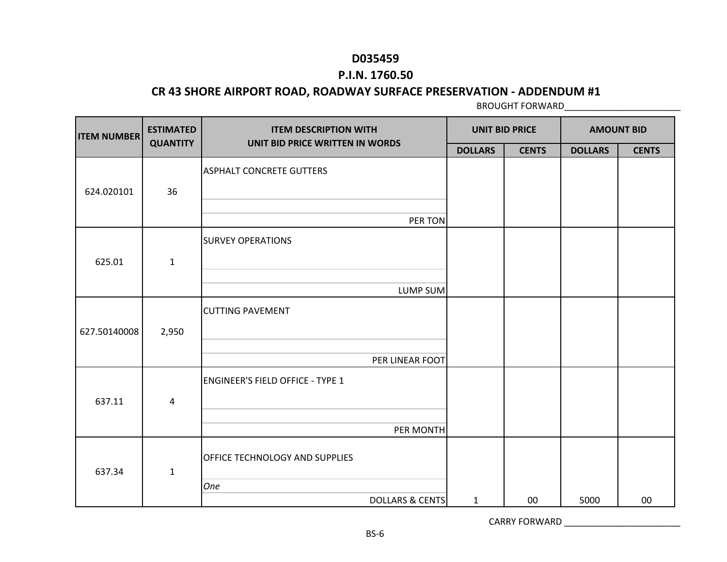**D035459**

**P.I.N. 1760.50**

**CR 43 SHORE AIRPORT ROAD, ROADWAY SURFACE PRESERVATION - ADDENDUM #1**

BROUGHT FORWARD________________________

| ITEM NUMBER | ESTIMATED QUANTITY | ITEM DESCRIPTION WITH UNIT BID PRICE WRITTEN IN WORDS | UNIT BID PRICE | | AMOUNT BID | |
|---|---|---|---|---|---|---|
| | | | DOLLARS | CENTS | DOLLARS | CENTS |
| 624.020101 | 36 | ASPHALT CONCRETE GUTTERS<br><br>PER TON | | | | |
| 625.01 | 1 | SURVEY OPERATIONS<br><br>LUMP SUM | | | | |
| 627.50140008 | 2,950 | CUTTING PAVEMENT<br><br>PER LINEAR FOOT | | | | |
| 637.11 | 4 | ENGINEER'S FIELD OFFICE - TYPE 1<br><br>PER MONTH | | | | |
| 637.34 | 1 | OFFICE TECHNOLOGY AND SUPPLIES<br>*One*<br>DOLLARS & CENTS | 1 | 00 | 5000 | 00 |

CARRY FORWARD ________________________

BS-6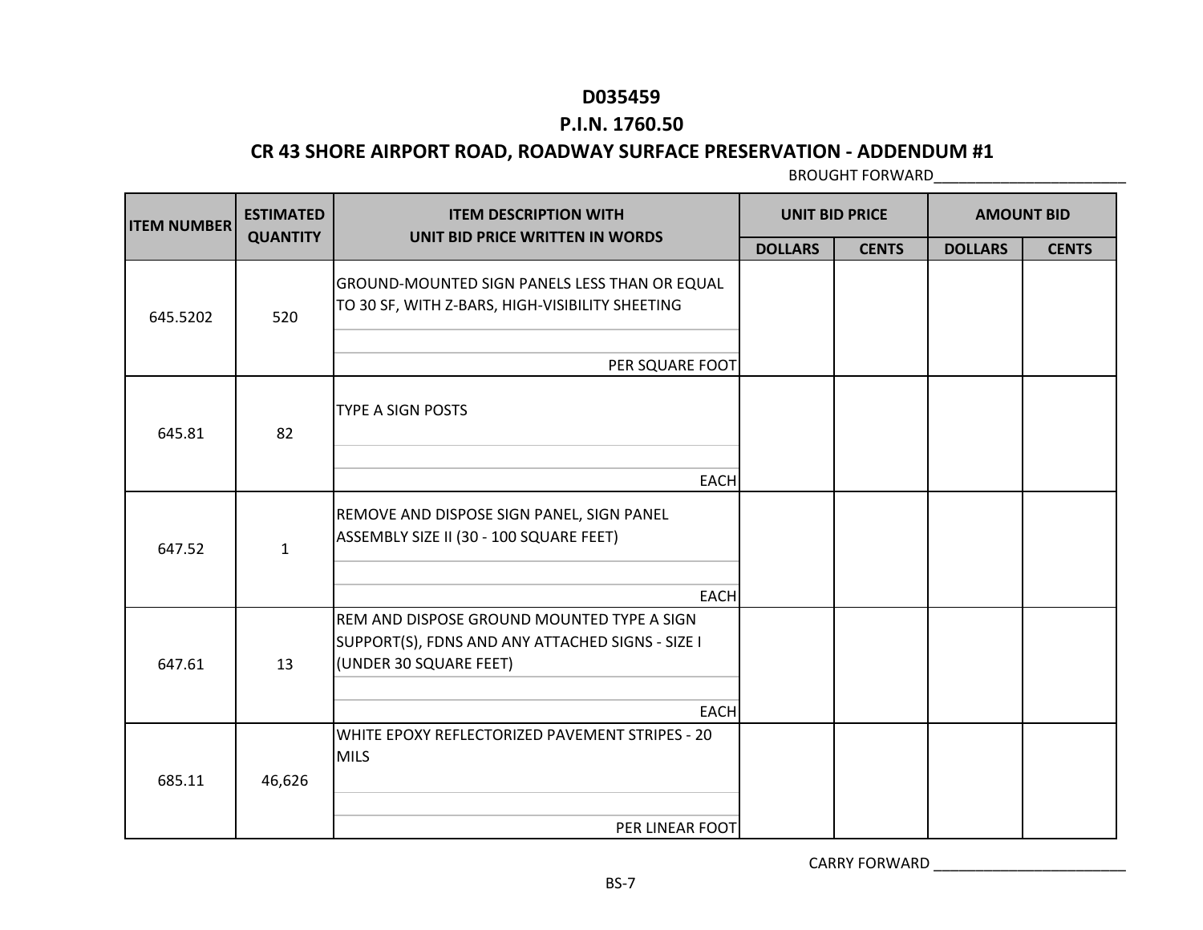**D035459**

**P.I.N. 1760.50**

**CR 43 SHORE AIRPORT ROAD, ROADWAY SURFACE PRESERVATION - ADDENDUM #1**

BROUGHT FORWARD________________________

| ITEM NUMBER | ESTIMATED QUANTITY | ITEM DESCRIPTION WITH UNIT BID PRICE WRITTEN IN WORDS | UNIT BID PRICE | | AMOUNT BID | |
|---|---|---|---|---|---|---|
| | | | DOLLARS | CENTS | DOLLARS | CENTS |
| 645.5202 | 520 | GROUND-MOUNTED SIGN PANELS LESS THAN OR EQUAL TO 30 SF, WITH Z-BARS, HIGH-VISIBILITY SHEETING<br><br>PER SQUARE FOOT | | | | |
| 645.81 | 82 | TYPE A SIGN POSTS<br><br>EACH | | | | |
| 647.52 | 1 | REMOVE AND DISPOSE SIGN PANEL, SIGN PANEL ASSEMBLY SIZE II (30 - 100 SQUARE FEET)<br><br>EACH | | | | |
| 647.61 | 13 | REM AND DISPOSE GROUND MOUNTED TYPE A SIGN SUPPORT(S), FDNS AND ANY ATTACHED SIGNS - SIZE I (UNDER 30 SQUARE FEET)<br><br>EACH | | | | |
| 685.11 | 46,626 | WHITE EPOXY REFLECTORIZED PAVEMENT STRIPES - 20 MILS<br><br>PER LINEAR FOOT | | | | |

CARRY FORWARD ________________________

BS-7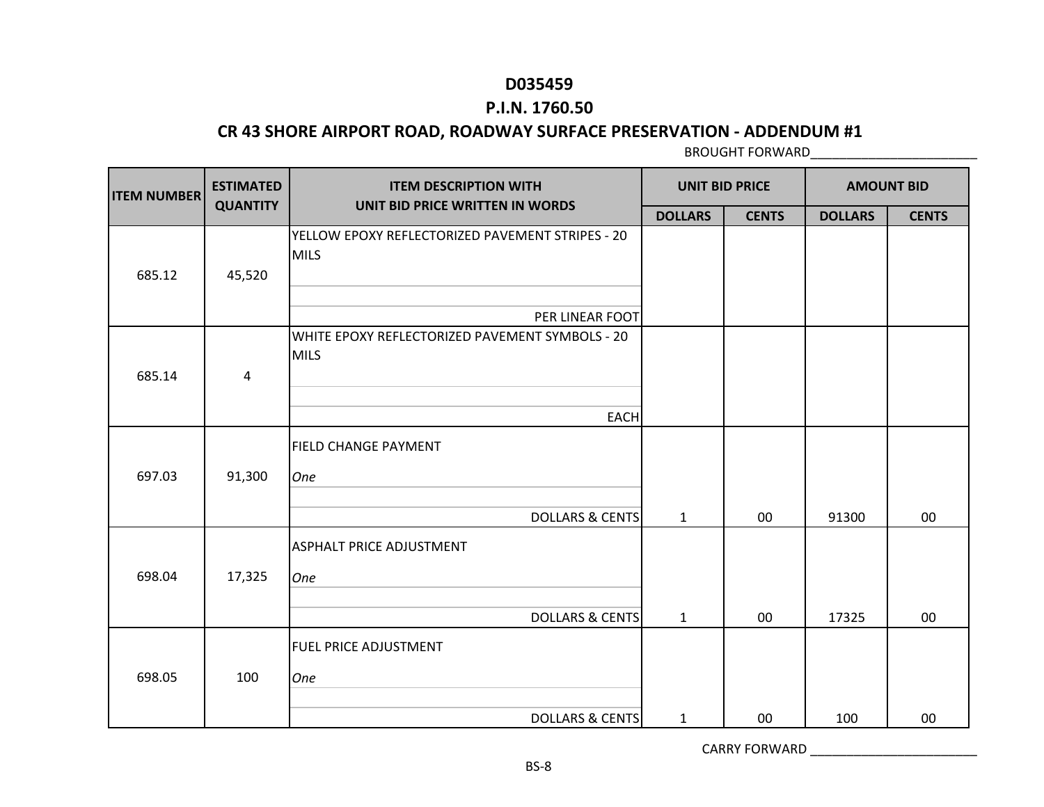# D035459

## P.I.N. 1760.50

## CR 43 SHORE AIRPORT ROAD, ROADWAY SURFACE PRESERVATION - ADDENDUM #1

BROUGHT FORWARD_______________________

| ITEM NUMBER | ESTIMATED QUANTITY | ITEM DESCRIPTION WITH UNIT BID PRICE WRITTEN IN WORDS | UNIT BID PRICE | | AMOUNT BID | |
|---|---|---|---|---|---|---|
| | | | DOLLARS | CENTS | DOLLARS | CENTS |
| 685.12 | 45,520 | YELLOW EPOXY REFLECTORIZED PAVEMENT STRIPES - 20 MILS<br>PER LINEAR FOOT | | | | |
| 685.14 | 4 | WHITE EPOXY REFLECTORIZED PAVEMENT SYMBOLS - 20 MILS<br>EACH | | | | |
| 697.03 | 91,300 | FIELD CHANGE PAYMENT<br>*One*<br>DOLLARS & CENTS | 1 | 00 | 91300 | 00 |
| 698.04 | 17,325 | ASPHALT PRICE ADJUSTMENT<br>*One*<br>DOLLARS & CENTS | 1 | 00 | 17325 | 00 |
| 698.05 | 100 | FUEL PRICE ADJUSTMENT<br>*One*<br>DOLLARS & CENTS | 1 | 00 | 100 | 00 |

CARRY FORWARD _______________________

BS-8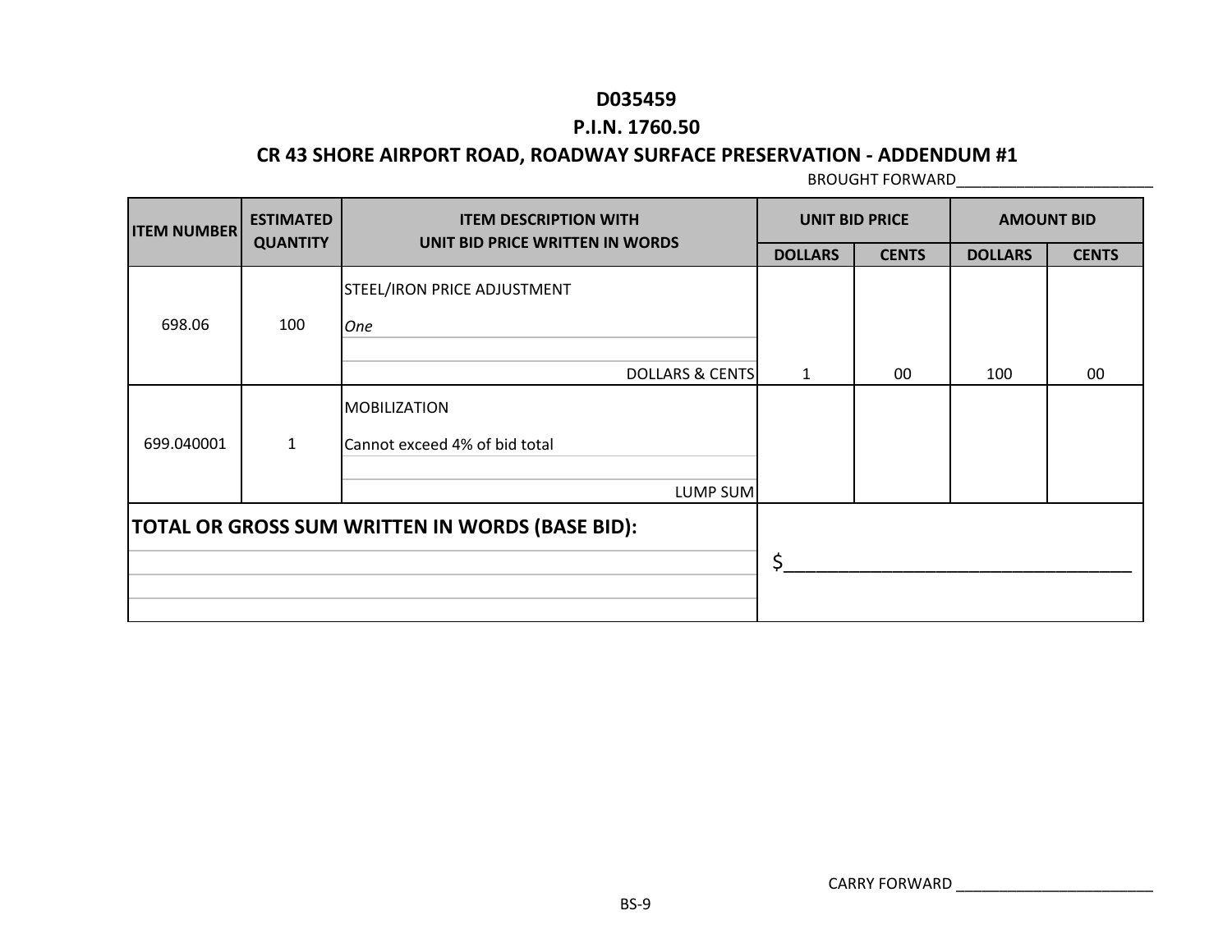**D035459**

**P.I.N. 1760.50**

**CR 43 SHORE AIRPORT ROAD, ROADWAY SURFACE PRESERVATION - ADDENDUM #1**

BROUGHT FORWARD________________________

| ITEM NUMBER | ESTIMATED QUANTITY | ITEM DESCRIPTION WITH UNIT BID PRICE WRITTEN IN WORDS | UNIT BID PRICE | | AMOUNT BID | |
|---|---|---|---|---|---|---|
| | | | DOLLARS | CENTS | DOLLARS | CENTS |
| 698.06 | 100 | STEEL/IRON PRICE ADJUSTMENT<br>*One*<br>DOLLARS & CENTS | 1 | 00 | 100 | 00 |
| 699.040001 | 1 | MOBILIZATION<br>Cannot exceed 4% of bid total<br>LUMP SUM | | | | |

**TOTAL OR GROSS SUM WRITTEN IN WORDS (BASE BID):**

$____________________________________

CARRY FORWARD ________________________